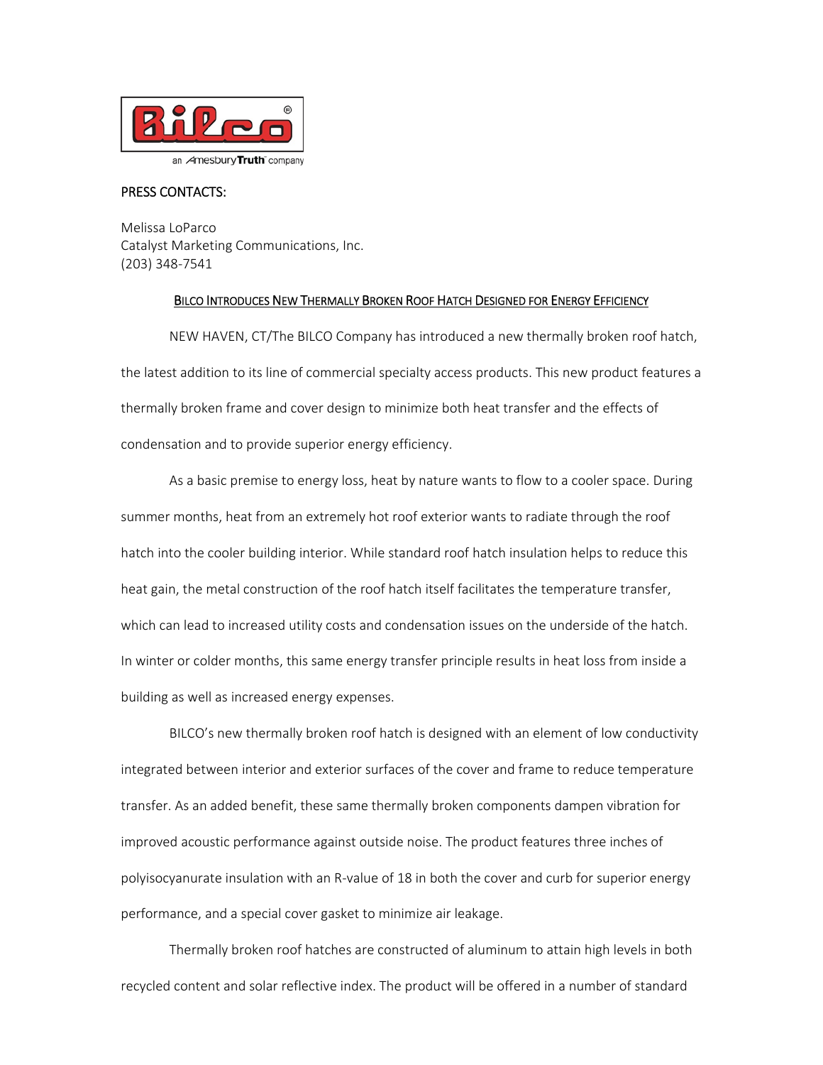an AmesburyTruth company

PRESS CONTACTS:

Melissa LoParco
Catalyst Marketing Communications, Inc.
(203) 348-7541

## BILCO INTRODUCES NEW THERMALLY BROKEN ROOF HATCH DESIGNED FOR ENERGY EFFICIENCY

NEW HAVEN, CT/The BILCO Company has introduced a new thermally broken roof hatch, the latest addition to its line of commercial specialty access products. This new product features a thermally broken frame and cover design to minimize both heat transfer and the effects of condensation and to provide superior energy efficiency.

As a basic premise to energy loss, heat by nature wants to flow to a cooler space. During summer months, heat from an extremely hot roof exterior wants to radiate through the roof hatch into the cooler building interior. While standard roof hatch insulation helps to reduce this heat gain, the metal construction of the roof hatch itself facilitates the temperature transfer, which can lead to increased utility costs and condensation issues on the underside of the hatch. In winter or colder months, this same energy transfer principle results in heat loss from inside a building as well as increased energy expenses.

BILCO's new thermally broken roof hatch is designed with an element of low conductivity integrated between interior and exterior surfaces of the cover and frame to reduce temperature transfer. As an added benefit, these same thermally broken components dampen vibration for improved acoustic performance against outside noise. The product features three inches of polyisocyanurate insulation with an R-value of 18 in both the cover and curb for superior energy performance, and a special cover gasket to minimize air leakage.

Thermally broken roof hatches are constructed of aluminum to attain high levels in both recycled content and solar reflective index. The product will be offered in a number of standard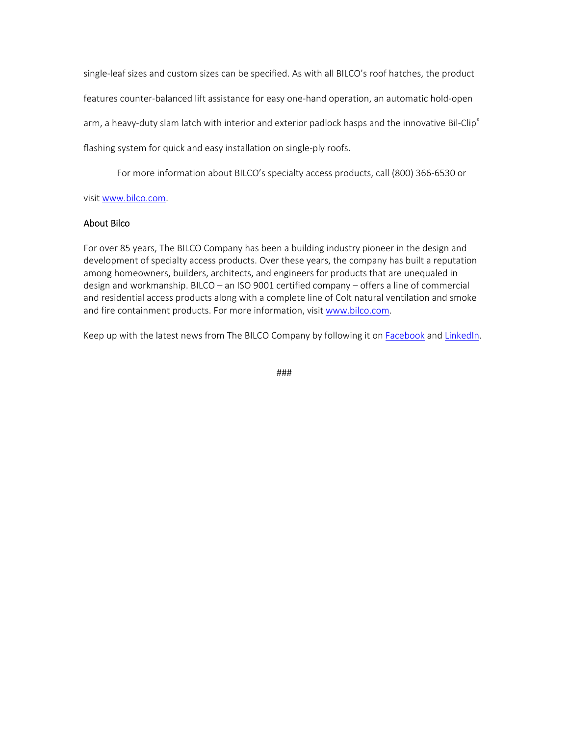single-leaf sizes and custom sizes can be specified. As with all BILCO's roof hatches, the product features counter-balanced lift assistance for easy one-hand operation, an automatic hold-open arm, a heavy-duty slam latch with interior and exterior padlock hasps and the innovative Bil-Clip® flashing system for quick and easy installation on single-ply roofs.

For more information about BILCO's specialty access products, call (800) 366-6530 or visit [www.bilco.com](http://www.bilco.com).

## About Bilco

For over 85 years, The BILCO Company has been a building industry pioneer in the design and development of specialty access products. Over these years, the company has built a reputation among homeowners, builders, architects, and engineers for products that are unequaled in design and workmanship. BILCO – an ISO 9001 certified company – offers a line of commercial and residential access products along with a complete line of Colt natural ventilation and smoke and fire containment products. For more information, visit [www.bilco.com](http://www.bilco.com).

Keep up with the latest news from The BILCO Company by following it on Facebook and LinkedIn.

###